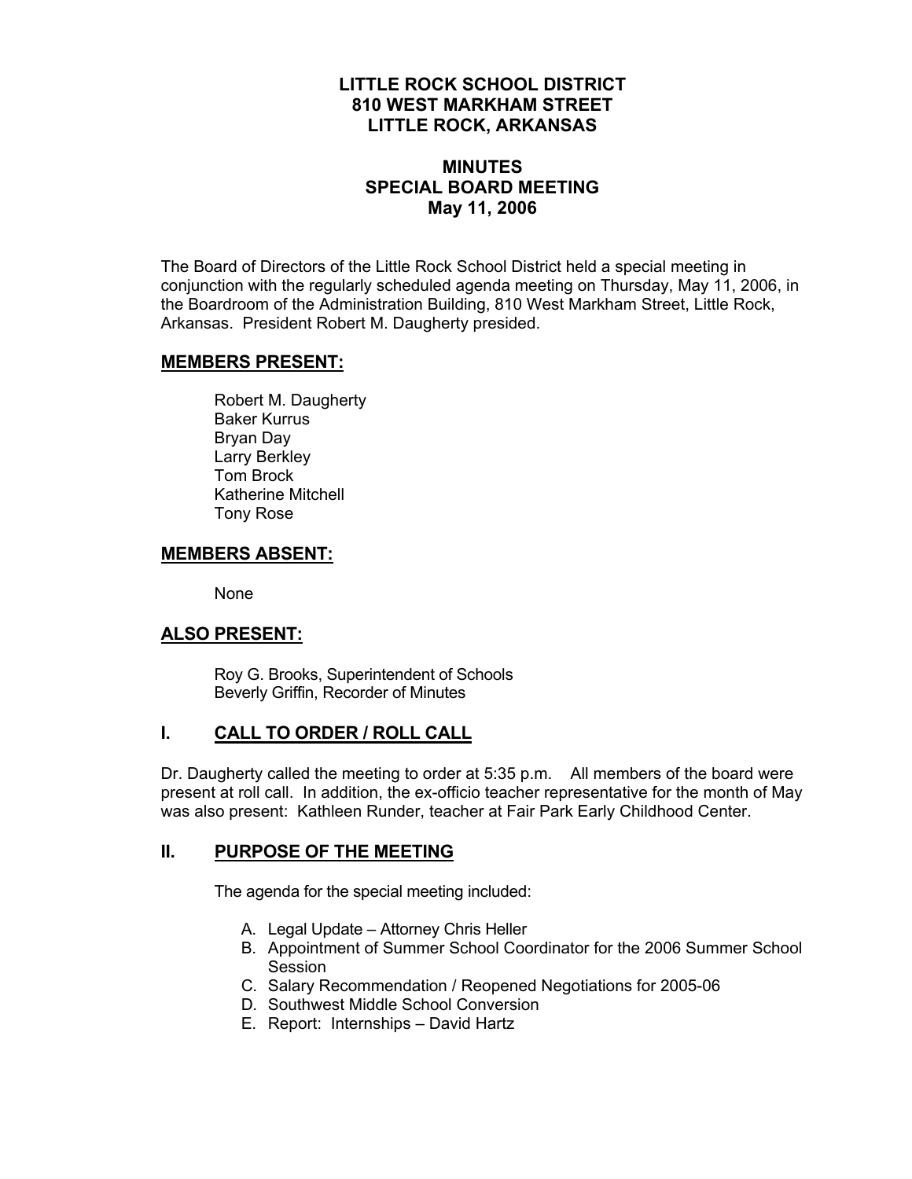# LITTLE ROCK SCHOOL DISTRICT
# 810 WEST MARKHAM STREET
# LITTLE ROCK, ARKANSAS

## MINUTES
## SPECIAL BOARD MEETING
## May 11, 2006

The Board of Directors of the Little Rock School District held a special meeting in conjunction with the regularly scheduled agenda meeting on Thursday, May 11, 2006, in the Boardroom of the Administration Building, 810 West Markham Street, Little Rock, Arkansas. President Robert M. Daugherty presided.

### MEMBERS PRESENT:

Robert M. Daugherty
Baker Kurrus
Bryan Day
Larry Berkley
Tom Brock
Katherine Mitchell
Tony Rose

### MEMBERS ABSENT:

None

### ALSO PRESENT:

Roy G. Brooks, Superintendent of Schools
Beverly Griffin, Recorder of Minutes

## I. CALL TO ORDER / ROLL CALL

Dr. Daugherty called the meeting to order at 5:35 p.m. All members of the board were present at roll call. In addition, the ex-officio teacher representative for the month of May was also present: Kathleen Runder, teacher at Fair Park Early Childhood Center.

## II. PURPOSE OF THE MEETING

The agenda for the special meeting included:

A. Legal Update – Attorney Chris Heller
B. Appointment of Summer School Coordinator for the 2006 Summer School Session
C. Salary Recommendation / Reopened Negotiations for 2005-06
D. Southwest Middle School Conversion
E. Report: Internships – David Hartz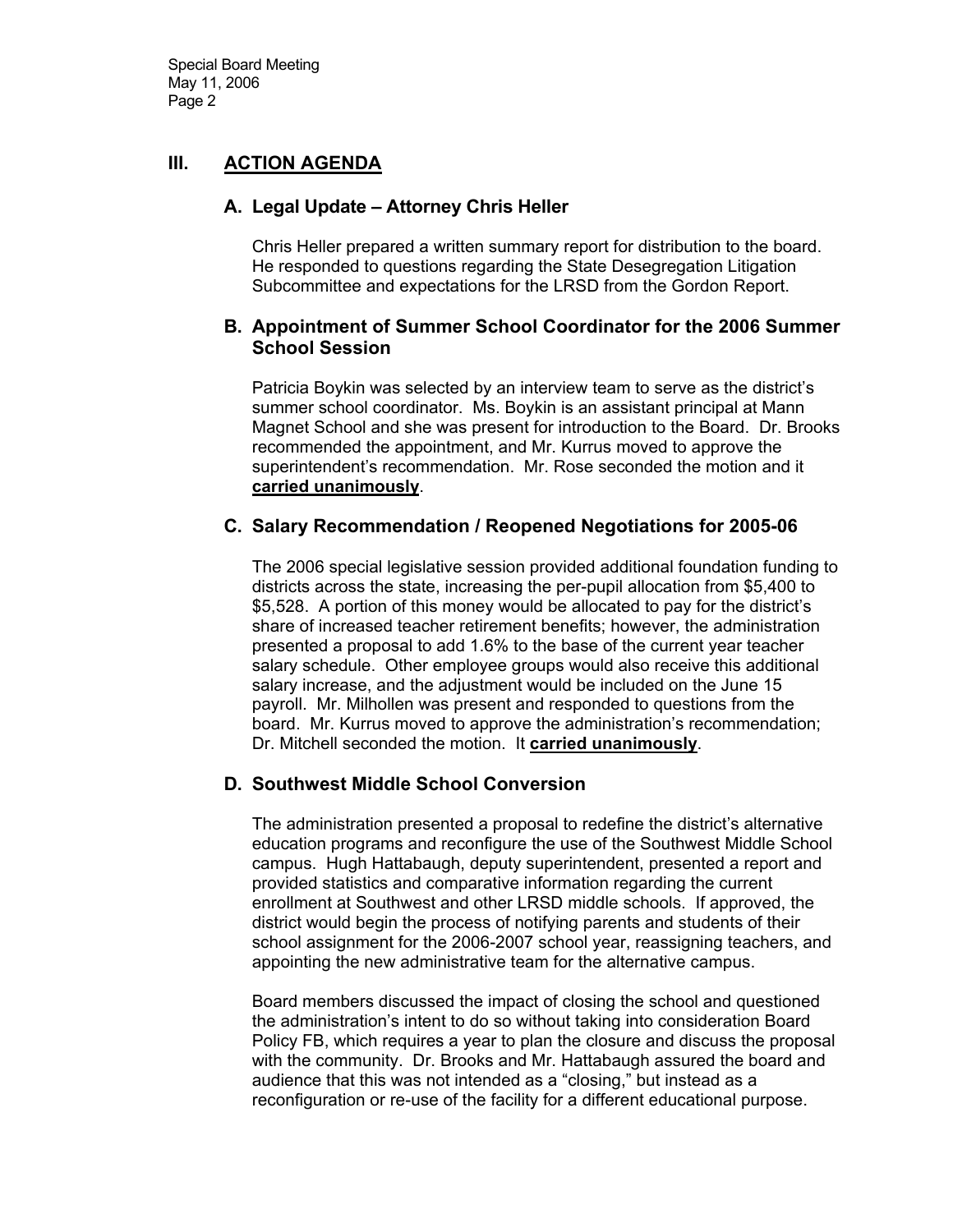## III. ACTION AGENDA

### A. Legal Update – Attorney Chris Heller

Chris Heller prepared a written summary report for distribution to the board. He responded to questions regarding the State Desegregation Litigation Subcommittee and expectations for the LRSD from the Gordon Report.

### B. Appointment of Summer School Coordinator for the 2006 Summer School Session

Patricia Boykin was selected by an interview team to serve as the district's summer school coordinator. Ms. Boykin is an assistant principal at Mann Magnet School and she was present for introduction to the Board. Dr. Brooks recommended the appointment, and Mr. Kurrus moved to approve the superintendent's recommendation. Mr. Rose seconded the motion and it **carried unanimously**.

### C. Salary Recommendation / Reopened Negotiations for 2005-06

The 2006 special legislative session provided additional foundation funding to districts across the state, increasing the per-pupil allocation from $5,400 to $5,528. A portion of this money would be allocated to pay for the district's share of increased teacher retirement benefits; however, the administration presented a proposal to add 1.6% to the base of the current year teacher salary schedule. Other employee groups would also receive this additional salary increase, and the adjustment would be included on the June 15 payroll. Mr. Milhollen was present and responded to questions from the board. Mr. Kurrus moved to approve the administration's recommendation; Dr. Mitchell seconded the motion. It **carried unanimously**.

### D. Southwest Middle School Conversion

The administration presented a proposal to redefine the district's alternative education programs and reconfigure the use of the Southwest Middle School campus. Hugh Hattabaugh, deputy superintendent, presented a report and provided statistics and comparative information regarding the current enrollment at Southwest and other LRSD middle schools. If approved, the district would begin the process of notifying parents and students of their school assignment for the 2006-2007 school year, reassigning teachers, and appointing the new administrative team for the alternative campus.

Board members discussed the impact of closing the school and questioned the administration's intent to do so without taking into consideration Board Policy FB, which requires a year to plan the closure and discuss the proposal with the community. Dr. Brooks and Mr. Hattabaugh assured the board and audience that this was not intended as a "closing," but instead as a reconfiguration or re-use of the facility for a different educational purpose.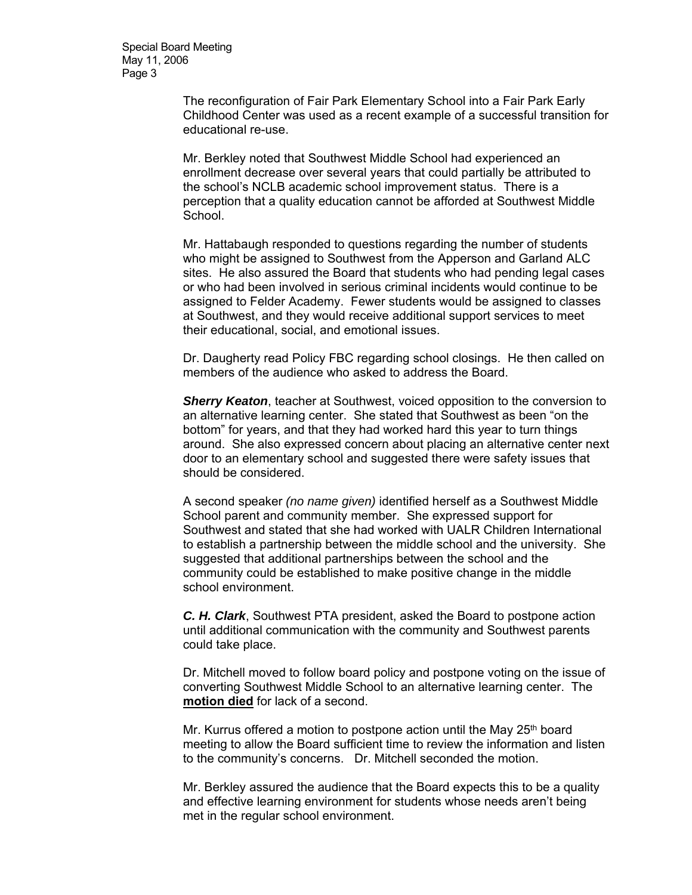The reconfiguration of Fair Park Elementary School into a Fair Park Early Childhood Center was used as a recent example of a successful transition for educational re-use.

Mr. Berkley noted that Southwest Middle School had experienced an enrollment decrease over several years that could partially be attributed to the school's NCLB academic school improvement status. There is a perception that a quality education cannot be afforded at Southwest Middle School.

Mr. Hattabaugh responded to questions regarding the number of students who might be assigned to Southwest from the Apperson and Garland ALC sites. He also assured the Board that students who had pending legal cases or who had been involved in serious criminal incidents would continue to be assigned to Felder Academy. Fewer students would be assigned to classes at Southwest, and they would receive additional support services to meet their educational, social, and emotional issues.

Dr. Daugherty read Policy FBC regarding school closings. He then called on members of the audience who asked to address the Board.

***Sherry Keaton***, teacher at Southwest, voiced opposition to the conversion to an alternative learning center. She stated that Southwest as been "on the bottom" for years, and that they had worked hard this year to turn things around. She also expressed concern about placing an alternative center next door to an elementary school and suggested there were safety issues that should be considered.

A second speaker *(no name given)* identified herself as a Southwest Middle School parent and community member. She expressed support for Southwest and stated that she had worked with UALR Children International to establish a partnership between the middle school and the university. She suggested that additional partnerships between the school and the community could be established to make positive change in the middle school environment.

***C. H. Clark***, Southwest PTA president, asked the Board to postpone action until additional communication with the community and Southwest parents could take place.

Dr. Mitchell moved to follow board policy and postpone voting on the issue of converting Southwest Middle School to an alternative learning center. The **motion died** for lack of a second.

Mr. Kurrus offered a motion to postpone action until the May 25th board meeting to allow the Board sufficient time to review the information and listen to the community's concerns. Dr. Mitchell seconded the motion.

Mr. Berkley assured the audience that the Board expects this to be a quality and effective learning environment for students whose needs aren't being met in the regular school environment.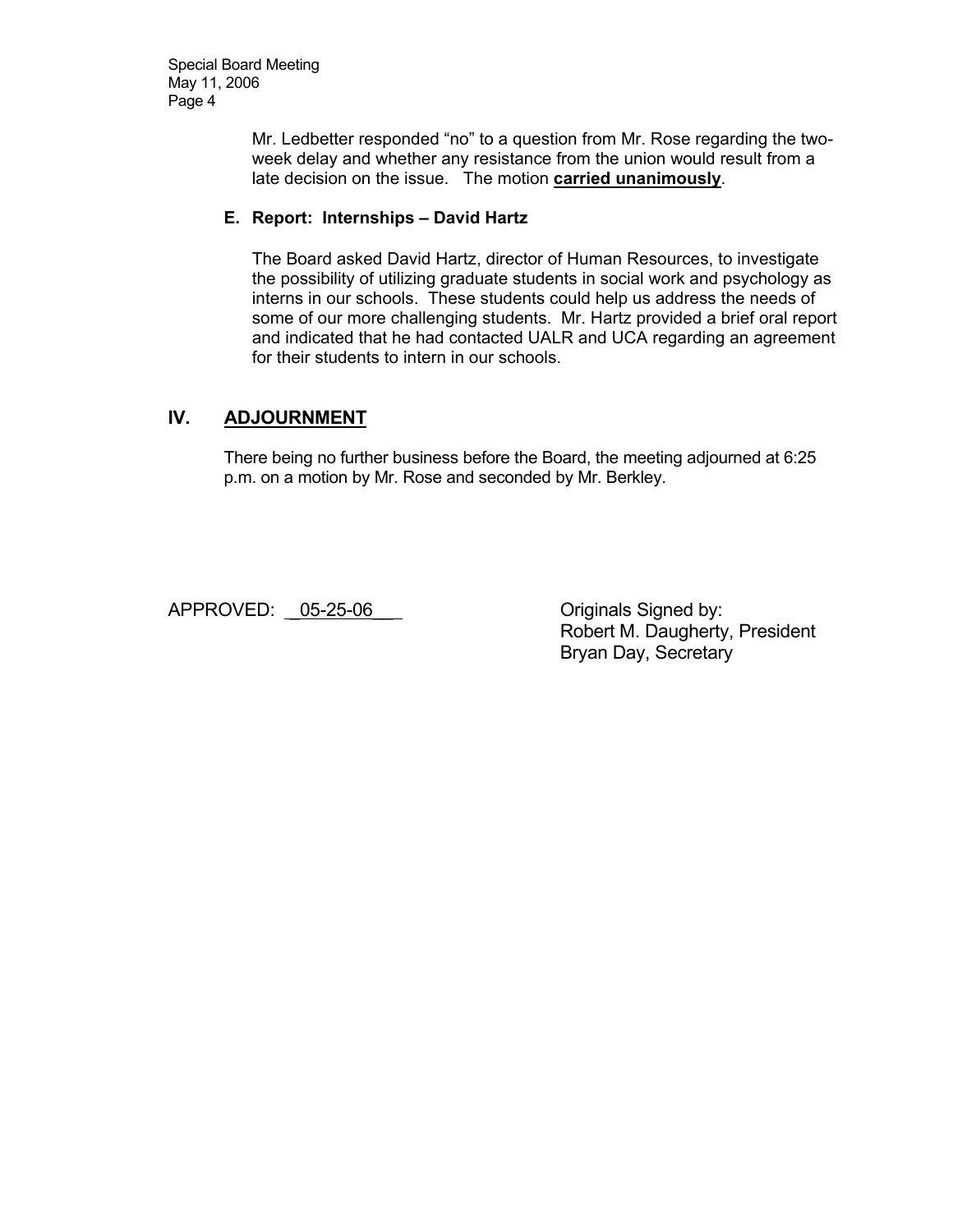Mr. Ledbetter responded "no" to a question from Mr. Rose regarding the two-week delay and whether any resistance from the union would result from a late decision on the issue. The motion **carried unanimously**.

### E. Report: Internships – David Hartz

The Board asked David Hartz, director of Human Resources, to investigate the possibility of utilizing graduate students in social work and psychology as interns in our schools. These students could help us address the needs of some of our more challenging students. Mr. Hartz provided a brief oral report and indicated that he had contacted UALR and UCA regarding an agreement for their students to intern in our schools.

## IV. ADJOURNMENT

There being no further business before the Board, the meeting adjourned at 6:25 p.m. on a motion by Mr. Rose and seconded by Mr. Berkley.

APPROVED: 05-25-06

Originals Signed by:
Robert M. Daugherty, President
Bryan Day, Secretary